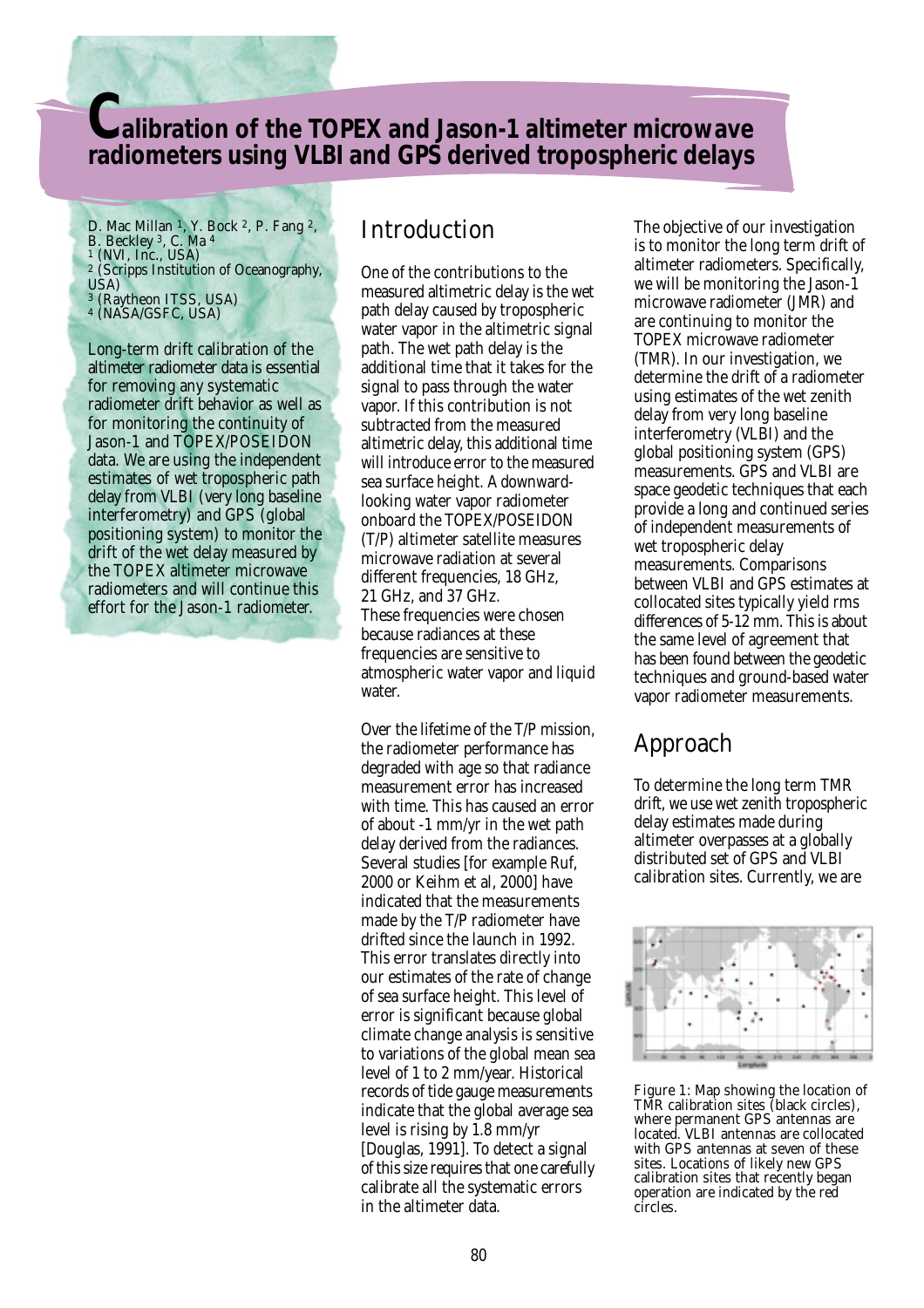# Calibration of the TOPEX and Jason-1 altimeter microwave radiometers using VLBI and GPS derived tropospheric delays

D. Mac Millan [1], Y. Bock [2], P. Fang [2], B. Beckley [3], C. Ma [4]
[1] (NVI, Inc., USA)
[2] (Scripps Institution of Oceanography, USA)
[3] (Raytheon ITSS, USA)
[4] (NASA/GSFC, USA)

Long-term drift calibration of the altimeter radiometer data is essential for removing any systematic radiometer drift behavior as well as for monitoring the continuity of Jason-1 and TOPEX/POSEIDON data. We are using the independent estimates of wet tropospheric path delay from VLBI (very long baseline interferometry) and GPS (global positioning system) to monitor the drift of the wet delay measured by the TOPEX altimeter microwave radiometers and will continue this effort for the Jason-1 radiometer.

## Introduction

One of the contributions to the measured altimetric delay is the wet path delay caused by tropospheric water vapor in the altimetric signal path. The wet path delay is the additional time that it takes for the signal to pass through the water vapor. If this contribution is not subtracted from the measured altimetric delay, this additional time will introduce error to the measured sea surface height. A downward-looking water vapor radiometer onboard the TOPEX/POSEIDON (T/P) altimeter satellite measures microwave radiation at several different frequencies, 18 GHz, 21 GHz, and 37 GHz. These frequencies were chosen because radiances at these frequencies are sensitive to atmospheric water vapor and liquid water.

Over the lifetime of the T/P mission, the radiometer performance has degraded with age so that radiance measurement error has increased with time. This has caused an error of about -1 mm/yr in the wet path delay derived from the radiances. Several studies [for example Ruf, 2000 or Keihm et al, 2000] have indicated that the measurements made by the T/P radiometer have drifted since the launch in 1992. This error translates directly into our estimates of the rate of change of sea surface height. This level of error is significant because global climate change analysis is sensitive to variations of the global mean sea level of 1 to 2 mm/year. Historical records of tide gauge measurements indicate that the global average sea level is rising by 1.8 mm/yr [Douglas, 1991]. To detect a signal of this size requires that one carefully calibrate all the systematic errors in the altimeter data.

The objective of our investigation is to monitor the long term drift of altimeter radiometers. Specifically, we will be monitoring the Jason-1 microwave radiometer (JMR) and are continuing to monitor the TOPEX microwave radiometer (TMR). In our investigation, we determine the drift of a radiometer using estimates of the wet zenith delay from very long baseline interferometry (VLBI) and the global positioning system (GPS) measurements. GPS and VLBI are space geodetic techniques that each provide a long and continued series of independent measurements of wet tropospheric delay measurements. Comparisons between VLBI and GPS estimates at collocated sites typically yield rms differences of 5-12 mm. This is about the same level of agreement that has been found between the geodetic techniques and ground-based water vapor radiometer measurements.

## Approach

To determine the long term TMR drift, we use wet zenith tropospheric delay estimates made during altimeter overpasses at a globally distributed set of GPS and VLBI calibration sites. Currently, we are

Figure 1: Map showing the location of TMR calibration sites (black circles), where permanent GPS antennas are located. VLBI antennas are collocated with GPS antennas at seven of these sites. Locations of likely new GPS calibration sites that recently began operation are indicated by the red circles.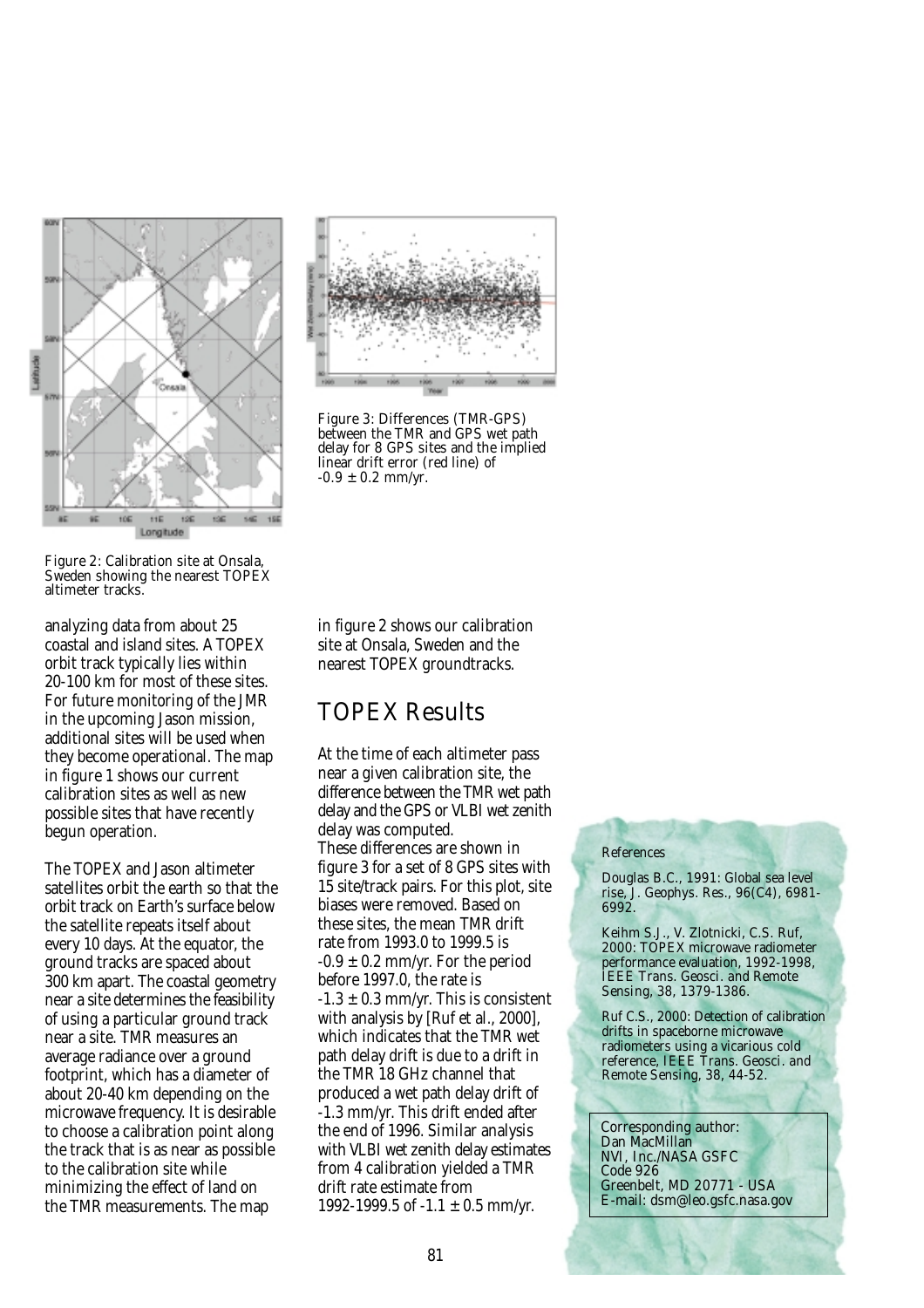Figure 2: Calibration site at Onsala, Sweden showing the nearest TOPEX altimeter tracks.

Figure 3: Differences (TMR-GPS) between the TMR and GPS wet path delay for 8 GPS sites and the implied linear drift error (red line) of -0.9 ± 0.2 mm/yr.

analyzing data from about 25 coastal and island sites. A TOPEX orbit track typically lies within 20-100 km for most of these sites. For future monitoring of the JMR in the upcoming Jason mission, additional sites will be used when they become operational. The map in figure 1 shows our current calibration sites as well as new possible sites that have recently begun operation.

The TOPEX and Jason altimeter satellites orbit the earth so that the orbit track on Earth's surface below the satellite repeats itself about every 10 days. At the equator, the ground tracks are spaced about 300 km apart. The coastal geometry near a site determines the feasibility of using a particular ground track near a site. TMR measures an average radiance over a ground footprint, which has a diameter of about 20-40 km depending on the microwave frequency. It is desirable to choose a calibration point along the track that is as near as possible to the calibration site while minimizing the effect of land on the TMR measurements. The map in figure 2 shows our calibration site at Onsala, Sweden and the nearest TOPEX groundtracks.

## TOPEX Results

At the time of each altimeter pass near a given calibration site, the difference between the TMR wet path delay and the GPS or VLBI wet zenith delay was computed.
These differences are shown in figure 3 for a set of 8 GPS sites with 15 site/track pairs. For this plot, site biases were removed. Based on these sites, the mean TMR drift rate from 1993.0 to 1999.5 is -0.9 ± 0.2 mm/yr. For the period before 1997.0, the rate is -1.3 ± 0.3 mm/yr. This is consistent with analysis by [Ruf et al., 2000], which indicates that the TMR wet path delay drift is due to a drift in the TMR 18 GHz channel that produced a wet path delay drift of -1.3 mm/yr. This drift ended after the end of 1996. Similar analysis with VLBI wet zenith delay estimates from 4 calibration yielded a TMR drift rate estimate from 1992-1999.5 of -1.1 ± 0.5 mm/yr.

References

Douglas B.C., 1991: Global sea level rise, J. Geophys. Res., 96(C4), 6981-6992.

Keihm S.J., V. Zlotnicki, C.S. Ruf, 2000: TOPEX microwave radiometer performance evaluation, 1992-1998, IEEE Trans. Geosci. and Remote Sensing, 38, 1379-1386.

Ruf C.S., 2000: Detection of calibration drifts in spaceborne microwave radiometers using a vicarious cold reference, IEEE Trans. Geosci. and Remote Sensing, 38, 44-52.

Corresponding author:
Dan MacMillan
NVI, Inc./NASA GSFC
Code 926
Greenbelt, MD 20771 - USA
E-mail: dsm@leo.gsfc.nasa.gov